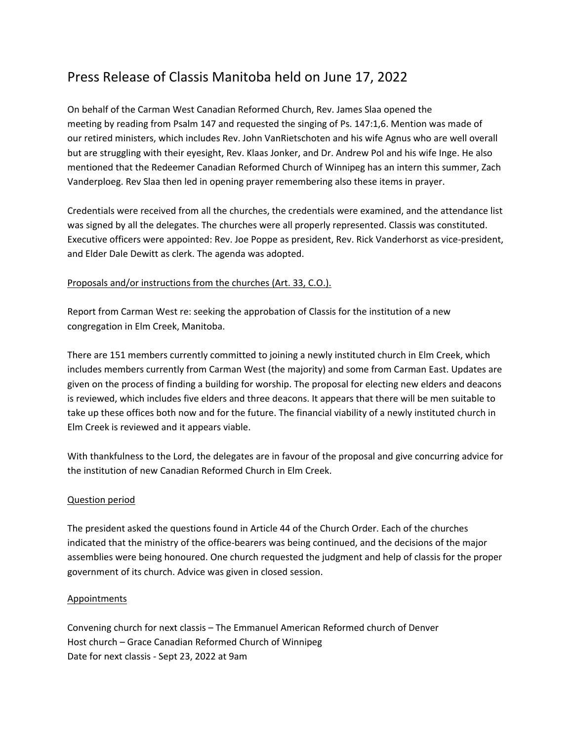# Press Release of Classis Manitoba held on June 17, 2022

On behalf of the Carman West Canadian Reformed Church, Rev. James Slaa opened the meeting by reading from Psalm 147 and requested the singing of Ps. 147:1,6. Mention was made of our retired ministers, which includes Rev. John VanRietschoten and his wife Agnus who are well overall but are struggling with their eyesight, Rev. Klaas Jonker, and Dr. Andrew Pol and his wife Inge. He also mentioned that the Redeemer Canadian Reformed Church of Winnipeg has an intern this summer, Zach Vanderploeg. Rev Slaa then led in opening prayer remembering also these items in prayer.

Credentials were received from all the churches, the credentials were examined, and the attendance list was signed by all the delegates. The churches were all properly represented. Classis was constituted. Executive officers were appointed: Rev. Joe Poppe as president, Rev. Rick Vanderhorst as vice-president, and Elder Dale Dewitt as clerk. The agenda was adopted.

<u>Proposals and/or instructions from the churches (Art. 33, C.O.).</u>

Report from Carman West re: seeking the approbation of Classis for the institution of a new congregation in Elm Creek, Manitoba.

There are 151 members currently committed to joining a newly instituted church in Elm Creek, which includes members currently from Carman West (the majority) and some from Carman East. Updates are given on the process of finding a building for worship. The proposal for electing new elders and deacons is reviewed, which includes five elders and three deacons. It appears that there will be men suitable to take up these offices both now and for the future. The financial viability of a newly instituted church in Elm Creek is reviewed and it appears viable.

With thankfulness to the Lord, the delegates are in favour of the proposal and give concurring advice for the institution of new Canadian Reformed Church in Elm Creek.

<u>Question period</u>

The president asked the questions found in Article 44 of the Church Order. Each of the churches indicated that the ministry of the office-bearers was being continued, and the decisions of the major assemblies were being honoured. One church requested the judgment and help of classis for the proper government of its church. Advice was given in closed session.

<u>Appointments</u>

Convening church for next classis – The Emmanuel American Reformed church of Denver
Host church – Grace Canadian Reformed Church of Winnipeg
Date for next classis - Sept 23, 2022 at 9am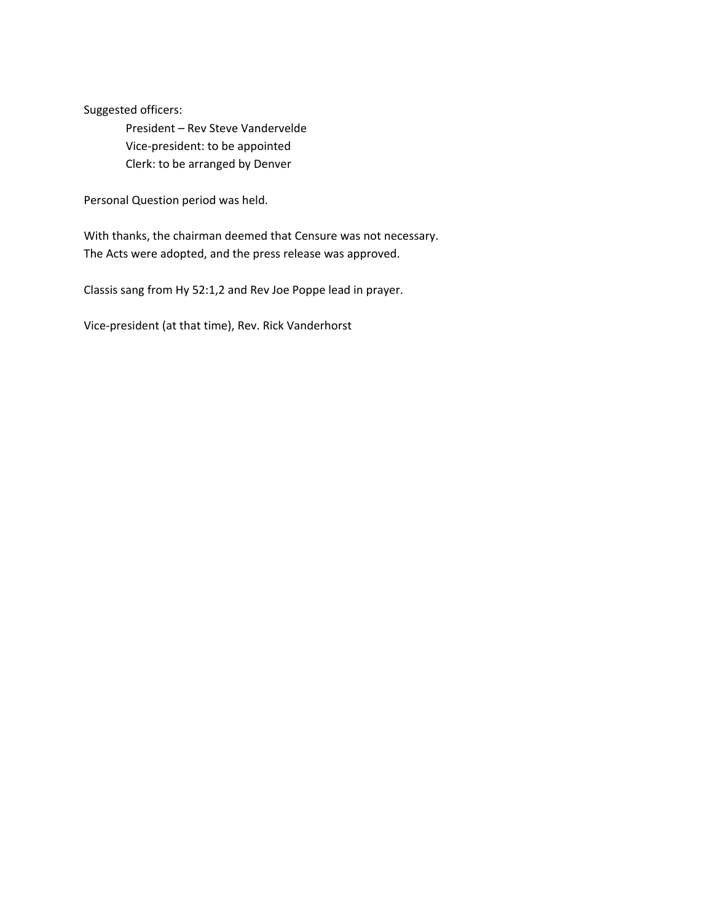Suggested officers:

- President – Rev Steve Vandervelde
- Vice-president: to be appointed
- Clerk: to be arranged by Denver

Personal Question period was held.

With thanks, the chairman deemed that Censure was not necessary.
The Acts were adopted, and the press release was approved.

Classis sang from Hy 52:1,2 and Rev Joe Poppe lead in prayer.

Vice-president (at that time), Rev. Rick Vanderhorst